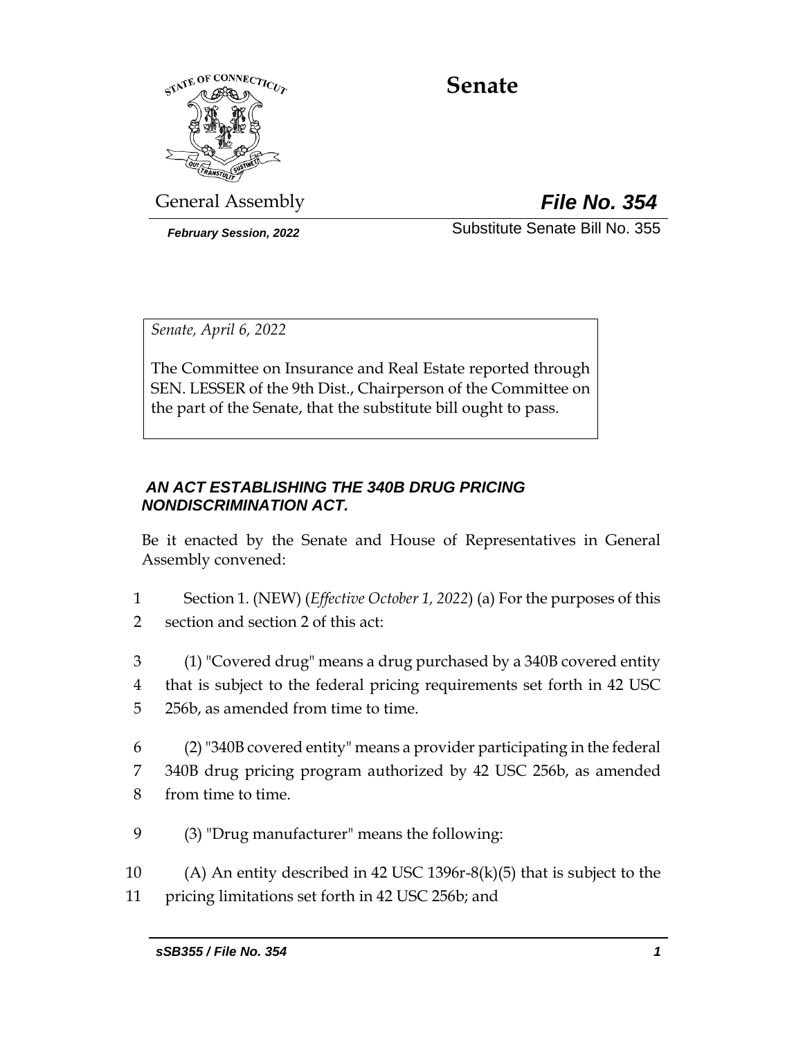# Senate

General Assembly **File No. 354**

*February Session, 2022* Substitute Senate Bill No. 355

*Senate, April 6, 2022*

The Committee on Insurance and Real Estate reported through SEN. LESSER of the 9th Dist., Chairperson of the Committee on the part of the Senate, that the substitute bill ought to pass.

***AN ACT ESTABLISHING THE 340B DRUG PRICING NONDISCRIMINATION ACT.***

Be it enacted by the Senate and House of Representatives in General Assembly convened:

1 Section 1. (NEW) (*Effective October 1, 2022*) (a) For the purposes of this
2 section and section 2 of this act:

3 (1) "Covered drug" means a drug purchased by a 340B covered entity
4 that is subject to the federal pricing requirements set forth in 42 USC
5 256b, as amended from time to time.

6 (2) "340B covered entity" means a provider participating in the federal
7 340B drug pricing program authorized by 42 USC 256b, as amended
8 from time to time.

9 (3) "Drug manufacturer" means the following:

10 (A) An entity described in 42 USC 1396r-8(k)(5) that is subject to the
11 pricing limitations set forth in 42 USC 256b; and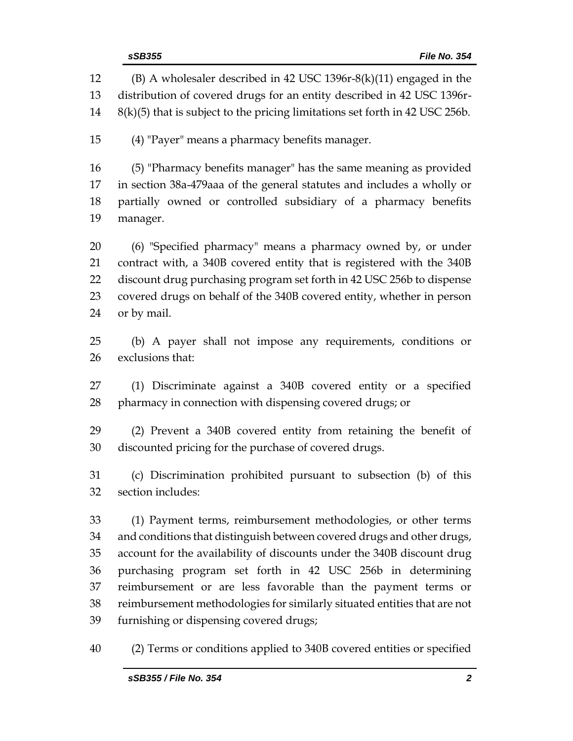(B) A wholesaler described in 42 USC 1396r-8(k)(11) engaged in the distribution of covered drugs for an entity described in 42 USC 1396r-8(k)(5) that is subject to the pricing limitations set forth in 42 USC 256b.

(4) "Payer" means a pharmacy benefits manager.

(5) "Pharmacy benefits manager" has the same meaning as provided in section 38a-479aaa of the general statutes and includes a wholly or partially owned or controlled subsidiary of a pharmacy benefits manager.

(6) "Specified pharmacy" means a pharmacy owned by, or under contract with, a 340B covered entity that is registered with the 340B discount drug purchasing program set forth in 42 USC 256b to dispense covered drugs on behalf of the 340B covered entity, whether in person or by mail.

(b) A payer shall not impose any requirements, conditions or exclusions that:

(1) Discriminate against a 340B covered entity or a specified pharmacy in connection with dispensing covered drugs; or

(2) Prevent a 340B covered entity from retaining the benefit of discounted pricing for the purchase of covered drugs.

(c) Discrimination prohibited pursuant to subsection (b) of this section includes:

(1) Payment terms, reimbursement methodologies, or other terms and conditions that distinguish between covered drugs and other drugs, account for the availability of discounts under the 340B discount drug purchasing program set forth in 42 USC 256b in determining reimbursement or are less favorable than the payment terms or reimbursement methodologies for similarly situated entities that are not furnishing or dispensing covered drugs;

(2) Terms or conditions applied to 340B covered entities or specified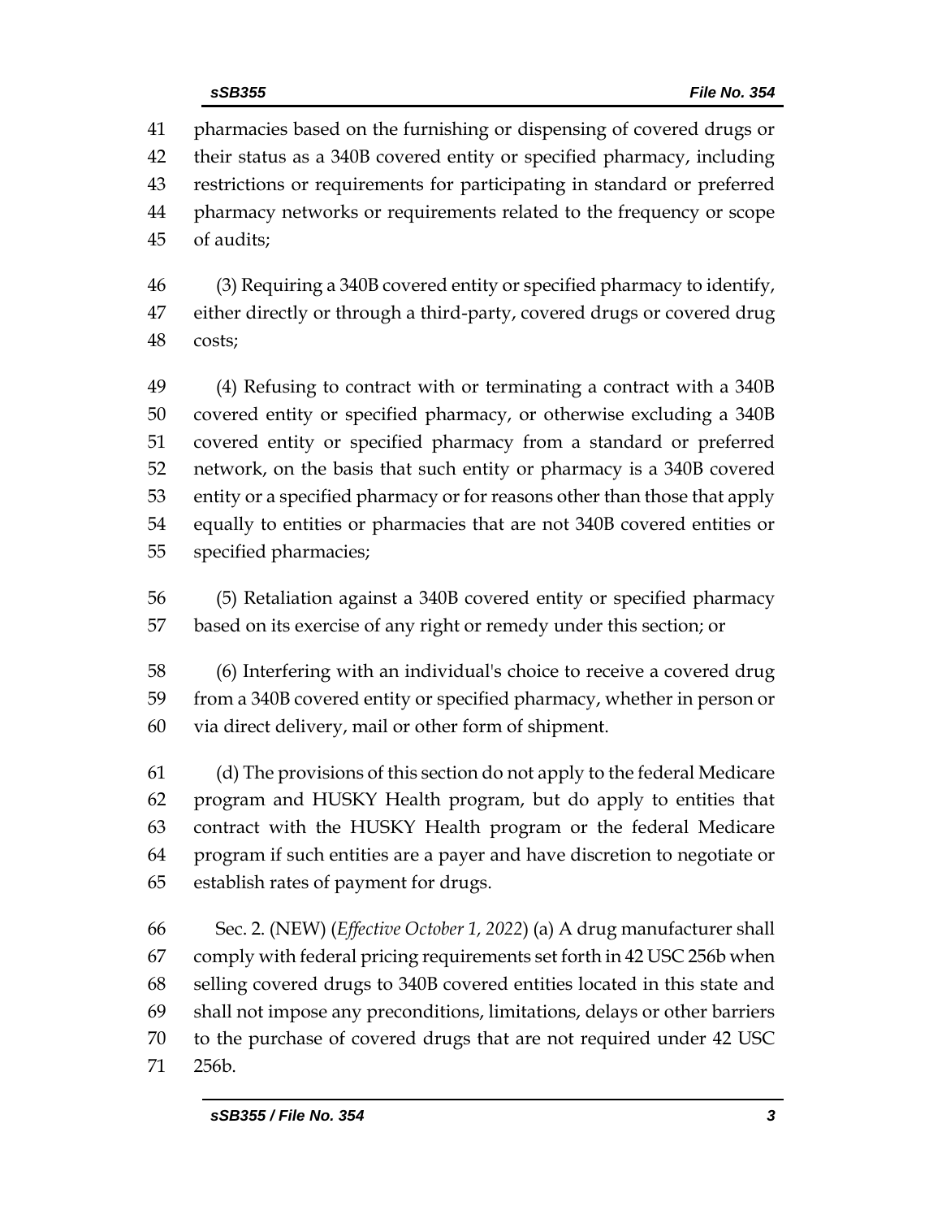pharmacies based on the furnishing or dispensing of covered drugs or their status as a 340B covered entity or specified pharmacy, including restrictions or requirements for participating in standard or preferred pharmacy networks or requirements related to the frequency or scope of audits;

(3) Requiring a 340B covered entity or specified pharmacy to identify, either directly or through a third-party, covered drugs or covered drug costs;

(4) Refusing to contract with or terminating a contract with a 340B covered entity or specified pharmacy, or otherwise excluding a 340B covered entity or specified pharmacy from a standard or preferred network, on the basis that such entity or pharmacy is a 340B covered entity or a specified pharmacy or for reasons other than those that apply equally to entities or pharmacies that are not 340B covered entities or specified pharmacies;

(5) Retaliation against a 340B covered entity or specified pharmacy based on its exercise of any right or remedy under this section; or

(6) Interfering with an individual's choice to receive a covered drug from a 340B covered entity or specified pharmacy, whether in person or via direct delivery, mail or other form of shipment.

(d) The provisions of this section do not apply to the federal Medicare program and HUSKY Health program, but do apply to entities that contract with the HUSKY Health program or the federal Medicare program if such entities are a payer and have discretion to negotiate or establish rates of payment for drugs.

Sec. 2. (NEW) (*Effective October 1, 2022*) (a) A drug manufacturer shall comply with federal pricing requirements set forth in 42 USC 256b when selling covered drugs to 340B covered entities located in this state and shall not impose any preconditions, limitations, delays or other barriers to the purchase of covered drugs that are not required under 42 USC 256b.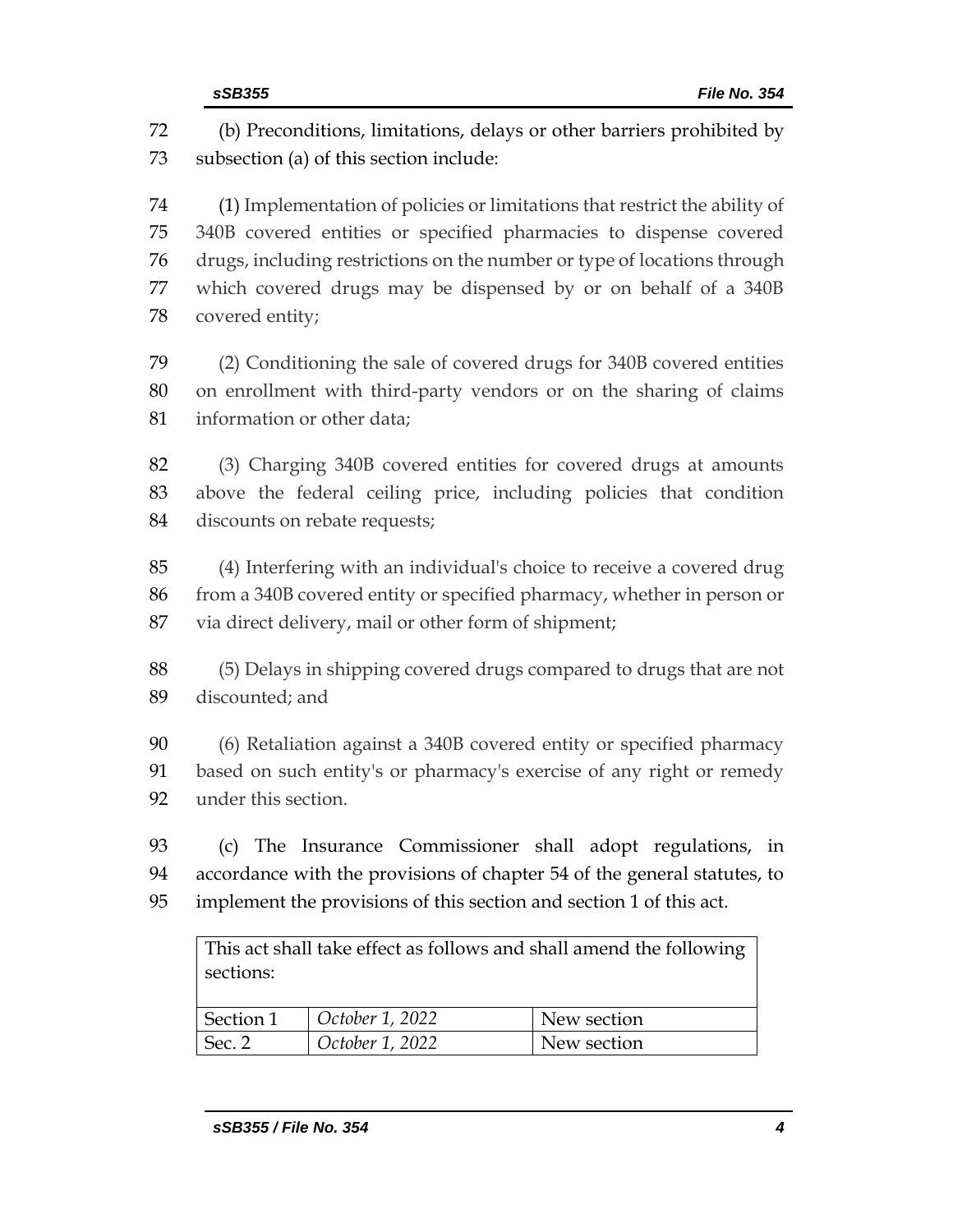(b) Preconditions, limitations, delays or other barriers prohibited by subsection (a) of this section include:

(1) Implementation of policies or limitations that restrict the ability of 340B covered entities or specified pharmacies to dispense covered drugs, including restrictions on the number or type of locations through which covered drugs may be dispensed by or on behalf of a 340B covered entity;

(2) Conditioning the sale of covered drugs for 340B covered entities on enrollment with third-party vendors or on the sharing of claims information or other data;

(3) Charging 340B covered entities for covered drugs at amounts above the federal ceiling price, including policies that condition discounts on rebate requests;

(4) Interfering with an individual's choice to receive a covered drug from a 340B covered entity or specified pharmacy, whether in person or via direct delivery, mail or other form of shipment;

(5) Delays in shipping covered drugs compared to drugs that are not discounted; and

(6) Retaliation against a 340B covered entity or specified pharmacy based on such entity's or pharmacy's exercise of any right or remedy under this section.

(c) The Insurance Commissioner shall adopt regulations, in accordance with the provisions of chapter 54 of the general statutes, to implement the provisions of this section and section 1 of this act.

| This act shall take effect as follows and shall amend the following sections: | | |
|---|---|---|
| Section 1 | *October 1, 2022* | New section |
| Sec. 2 | *October 1, 2022* | New section |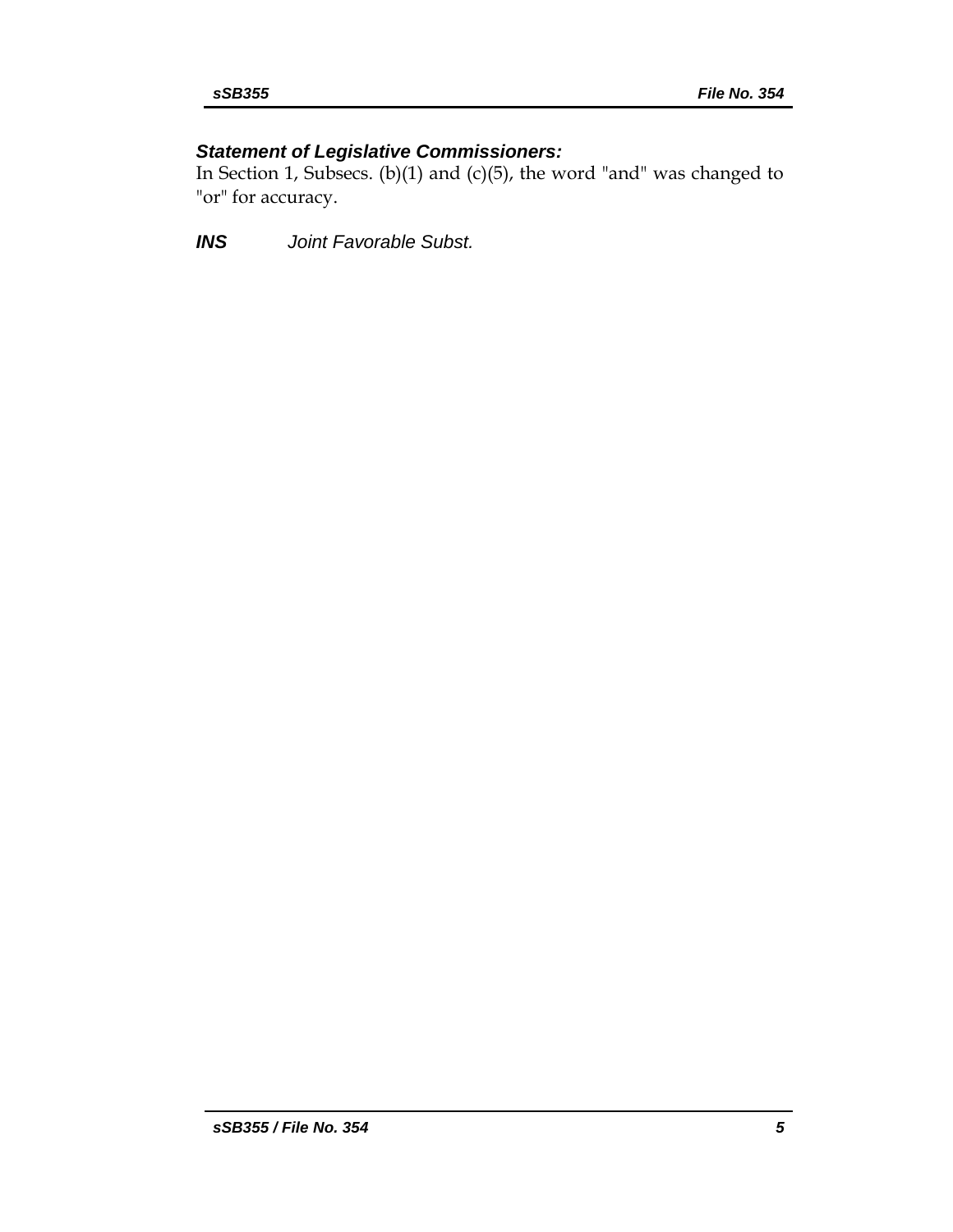### *Statement of Legislative Commissioners:*

In Section 1, Subsecs. (b)(1) and (c)(5), the word "and" was changed to "or" for accuracy.

***INS*** *Joint Favorable Subst.*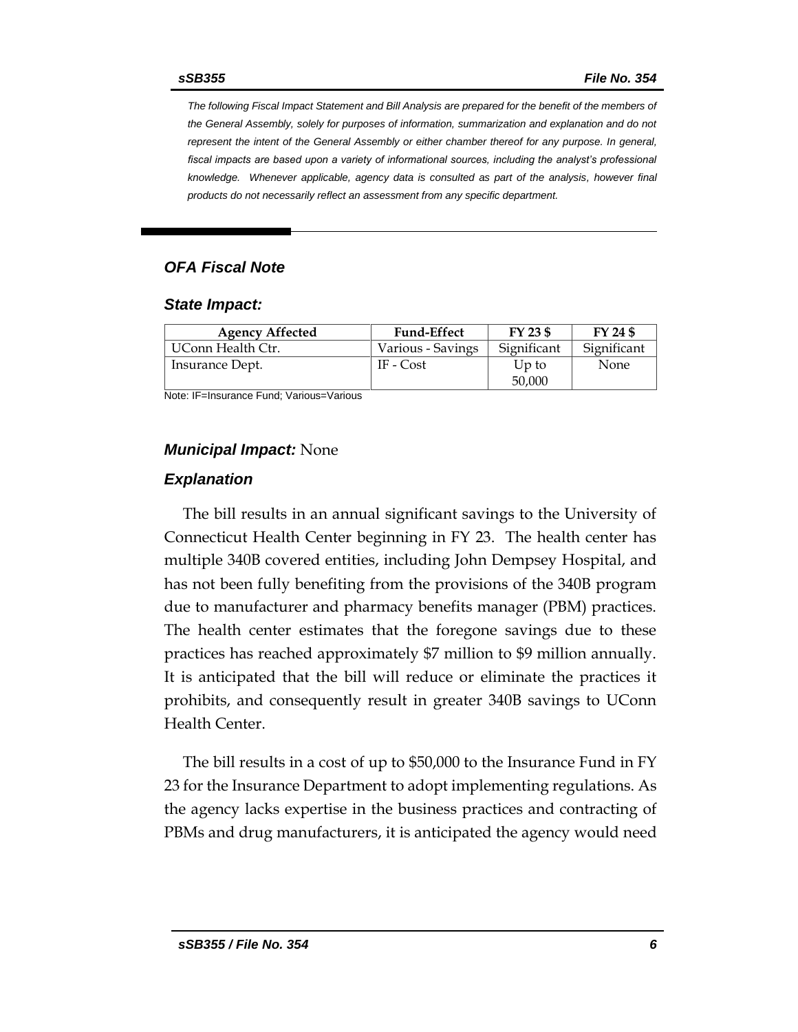*The following Fiscal Impact Statement and Bill Analysis are prepared for the benefit of the members of the General Assembly, solely for purposes of information, summarization and explanation and do not represent the intent of the General Assembly or either chamber thereof for any purpose. In general, fiscal impacts are based upon a variety of informational sources, including the analyst's professional knowledge. Whenever applicable, agency data is consulted as part of the analysis, however final products do not necessarily reflect an assessment from any specific department.*

## *OFA Fiscal Note*

### *State Impact:*

| Agency Affected | Fund-Effect | FY 23 $ | FY 24 $ |
|---|---|---|---|
| UConn Health Ctr. | Various - Savings | Significant | Significant |
| Insurance Dept. | IF - Cost | Up to 50,000 | None |

Note: IF=Insurance Fund; Various=Various

### ***Municipal Impact:*** None

### *Explanation*

The bill results in an annual significant savings to the University of Connecticut Health Center beginning in FY 23. The health center has multiple 340B covered entities, including John Dempsey Hospital, and has not been fully benefiting from the provisions of the 340B program due to manufacturer and pharmacy benefits manager (PBM) practices. The health center estimates that the foregone savings due to these practices has reached approximately $7 million to $9 million annually. It is anticipated that the bill will reduce or eliminate the practices it prohibits, and consequently result in greater 340B savings to UConn Health Center.

The bill results in a cost of up to $50,000 to the Insurance Fund in FY 23 for the Insurance Department to adopt implementing regulations. As the agency lacks expertise in the business practices and contracting of PBMs and drug manufacturers, it is anticipated the agency would need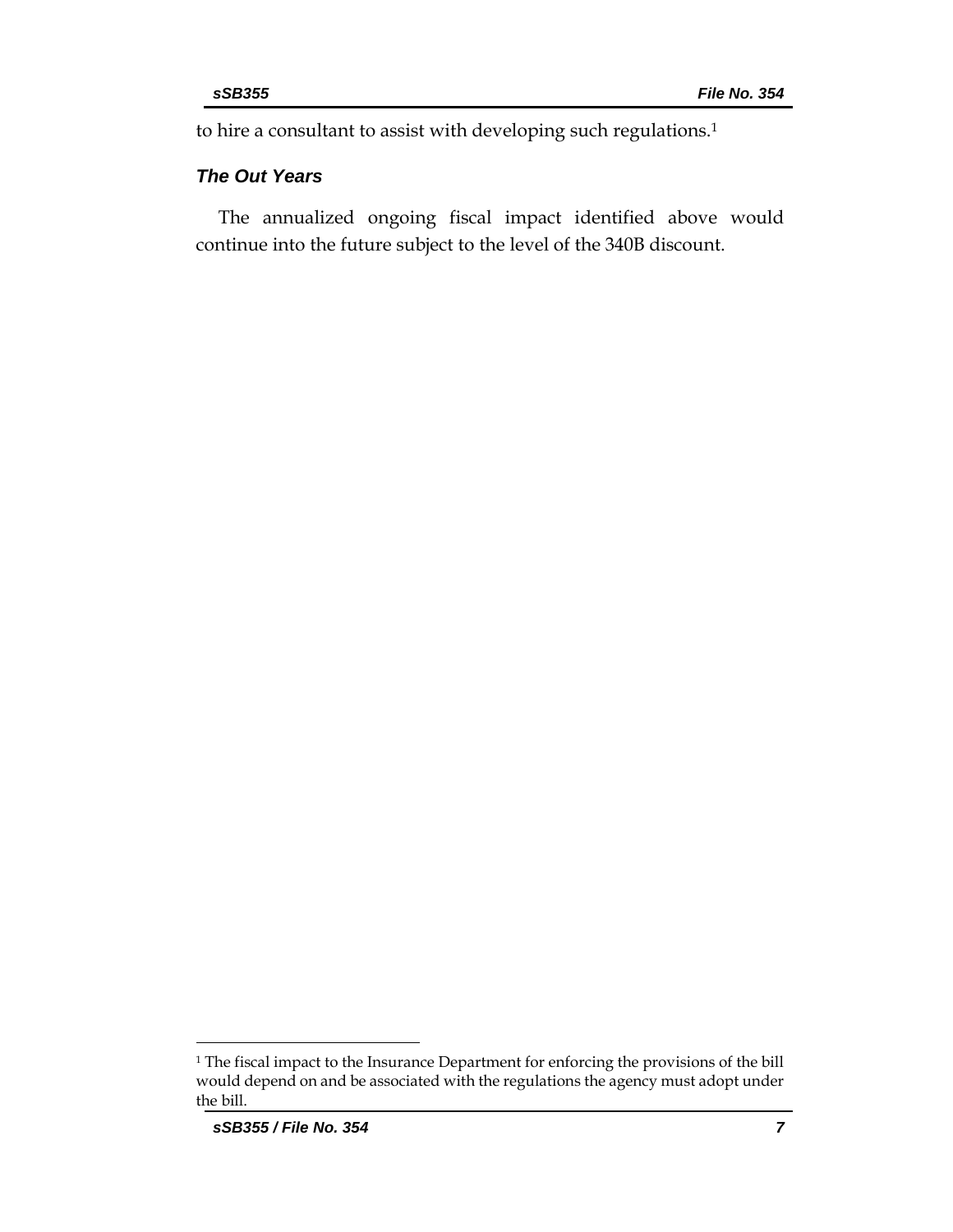to hire a consultant to assist with developing such regulations.[1]

### *The Out Years*

The annualized ongoing fiscal impact identified above would continue into the future subject to the level of the 340B discount.

[1] The fiscal impact to the Insurance Department for enforcing the provisions of the bill would depend on and be associated with the regulations the agency must adopt under the bill.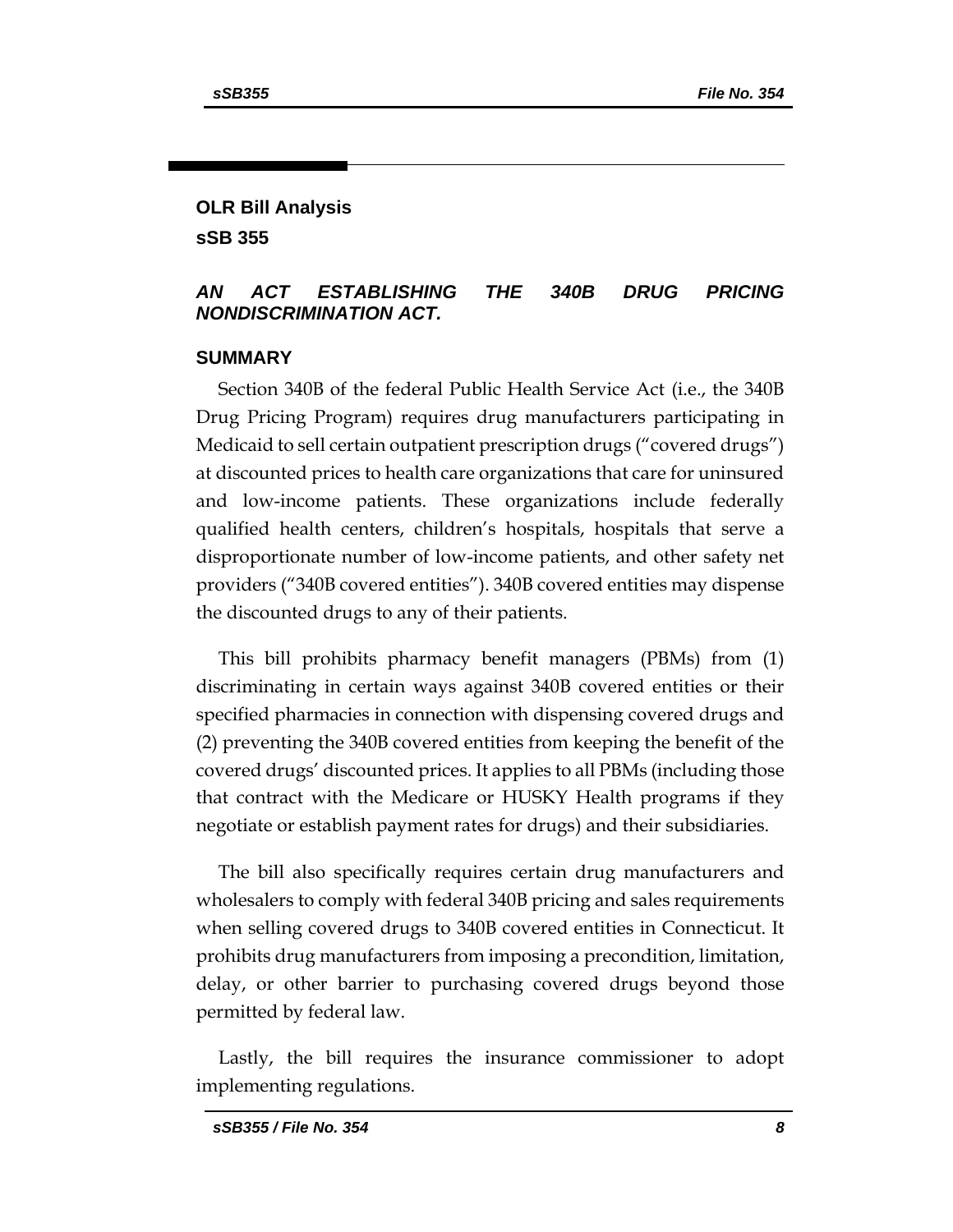## OLR Bill Analysis

## sSB 355

### *AN ACT ESTABLISHING THE 340B DRUG PRICING NONDISCRIMINATION ACT.*

### SUMMARY

Section 340B of the federal Public Health Service Act (i.e., the 340B Drug Pricing Program) requires drug manufacturers participating in Medicaid to sell certain outpatient prescription drugs ("covered drugs") at discounted prices to health care organizations that care for uninsured and low-income patients. These organizations include federally qualified health centers, children's hospitals, hospitals that serve a disproportionate number of low-income patients, and other safety net providers ("340B covered entities"). 340B covered entities may dispense the discounted drugs to any of their patients.

This bill prohibits pharmacy benefit managers (PBMs) from (1) discriminating in certain ways against 340B covered entities or their specified pharmacies in connection with dispensing covered drugs and (2) preventing the 340B covered entities from keeping the benefit of the covered drugs' discounted prices. It applies to all PBMs (including those that contract with the Medicare or HUSKY Health programs if they negotiate or establish payment rates for drugs) and their subsidiaries.

The bill also specifically requires certain drug manufacturers and wholesalers to comply with federal 340B pricing and sales requirements when selling covered drugs to 340B covered entities in Connecticut. It prohibits drug manufacturers from imposing a precondition, limitation, delay, or other barrier to purchasing covered drugs beyond those permitted by federal law.

Lastly, the bill requires the insurance commissioner to adopt implementing regulations.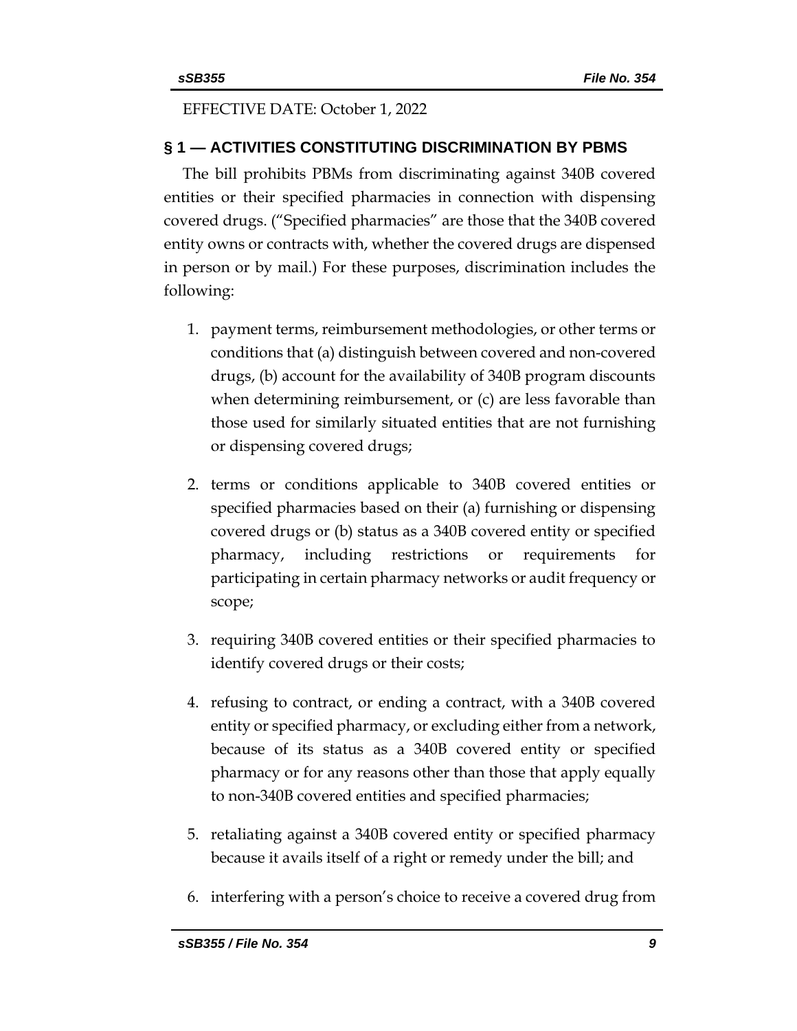EFFECTIVE DATE: October 1, 2022

## § 1 — ACTIVITIES CONSTITUTING DISCRIMINATION BY PBMS

The bill prohibits PBMs from discriminating against 340B covered entities or their specified pharmacies in connection with dispensing covered drugs. ("Specified pharmacies" are those that the 340B covered entity owns or contracts with, whether the covered drugs are dispensed in person or by mail.) For these purposes, discrimination includes the following:

1. payment terms, reimbursement methodologies, or other terms or conditions that (a) distinguish between covered and non-covered drugs, (b) account for the availability of 340B program discounts when determining reimbursement, or (c) are less favorable than those used for similarly situated entities that are not furnishing or dispensing covered drugs;

2. terms or conditions applicable to 340B covered entities or specified pharmacies based on their (a) furnishing or dispensing covered drugs or (b) status as a 340B covered entity or specified pharmacy, including restrictions or requirements for participating in certain pharmacy networks or audit frequency or scope;

3. requiring 340B covered entities or their specified pharmacies to identify covered drugs or their costs;

4. refusing to contract, or ending a contract, with a 340B covered entity or specified pharmacy, or excluding either from a network, because of its status as a 340B covered entity or specified pharmacy or for any reasons other than those that apply equally to non-340B covered entities and specified pharmacies;

5. retaliating against a 340B covered entity or specified pharmacy because it avails itself of a right or remedy under the bill; and

6. interfering with a person's choice to receive a covered drug from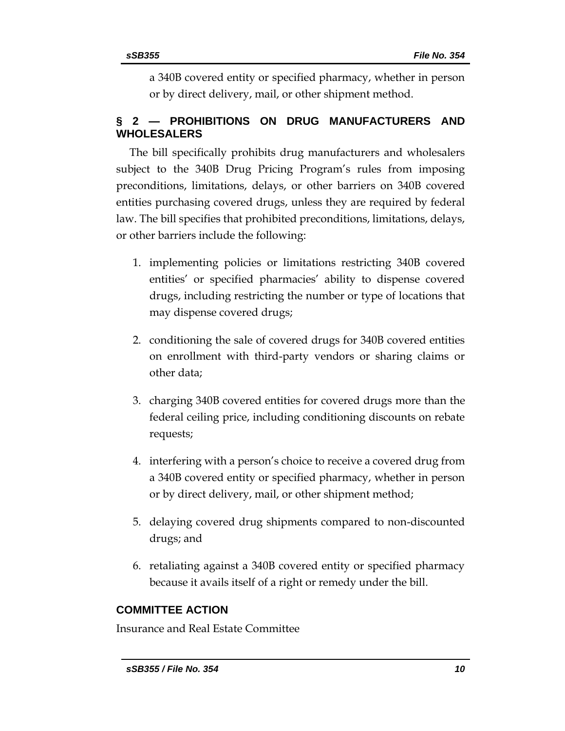a 340B covered entity or specified pharmacy, whether in person or by direct delivery, mail, or other shipment method.

## § 2 — PROHIBITIONS ON DRUG MANUFACTURERS AND WHOLESALERS

The bill specifically prohibits drug manufacturers and wholesalers subject to the 340B Drug Pricing Program's rules from imposing preconditions, limitations, delays, or other barriers on 340B covered entities purchasing covered drugs, unless they are required by federal law. The bill specifies that prohibited preconditions, limitations, delays, or other barriers include the following:

1. implementing policies or limitations restricting 340B covered entities' or specified pharmacies' ability to dispense covered drugs, including restricting the number or type of locations that may dispense covered drugs;
2. conditioning the sale of covered drugs for 340B covered entities on enrollment with third-party vendors or sharing claims or other data;
3. charging 340B covered entities for covered drugs more than the federal ceiling price, including conditioning discounts on rebate requests;
4. interfering with a person's choice to receive a covered drug from a 340B covered entity or specified pharmacy, whether in person or by direct delivery, mail, or other shipment method;
5. delaying covered drug shipments compared to non-discounted drugs; and
6. retaliating against a 340B covered entity or specified pharmacy because it avails itself of a right or remedy under the bill.

## COMMITTEE ACTION

Insurance and Real Estate Committee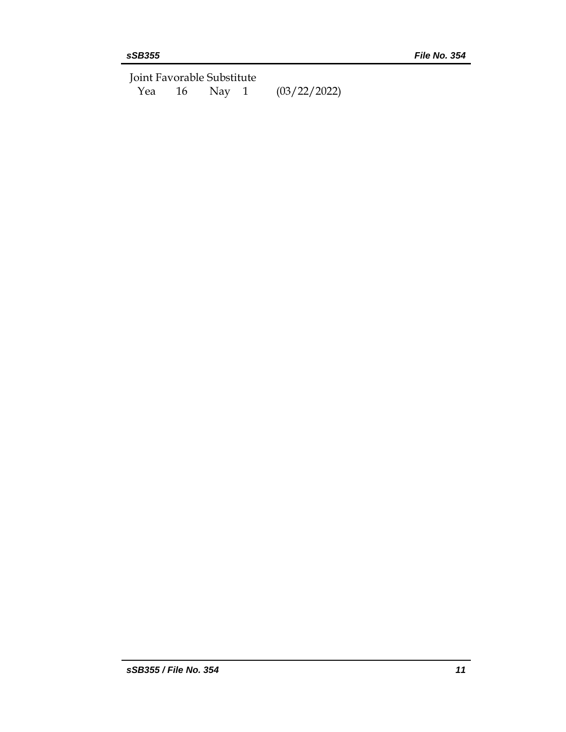Joint Favorable Substitute

| | | | | |
|---|---|---|---|---|
| Yea | 16 | Nay | 1 | (03/22/2022) |